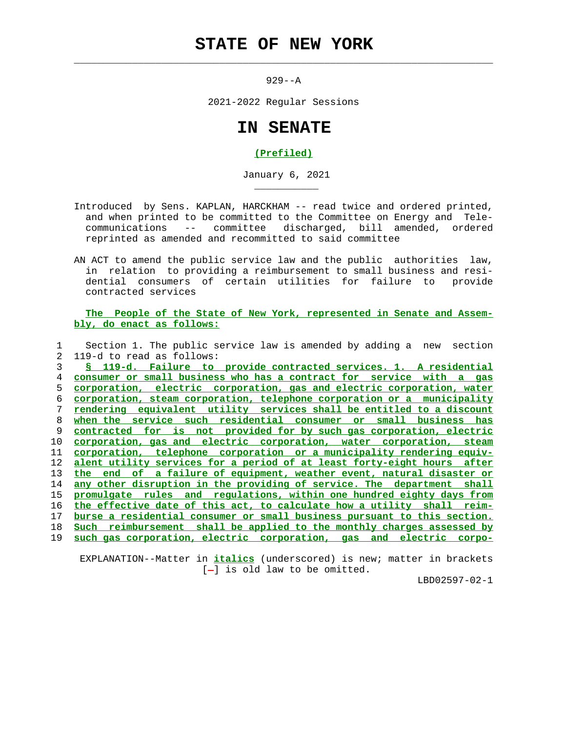# STATE OF NEW YORK

929--A

2021-2022 Regular Sessions

# IN SENATE

**(Prefiled)**

January 6, 2021

Introduced by Sens. KAPLAN, HARCKHAM -- read twice and ordered printed, and when printed to be committed to the Committee on Energy and Telecommunications -- committee discharged, bill amended, ordered reprinted as amended and recommitted to said committee

AN ACT to amend the public service law and the public authorities law, in relation to providing a reimbursement to small business and residential consumers of certain utilities for failure to provide contracted services

**The People of the State of New York, represented in Senate and Assembly, do enact as follows:**

1 Section 1. The public service law is amended by adding a new section
2 119-d to read as follows:
3 **§ 119-d. Failure to provide contracted services. 1. A residential**
4 **consumer or small business who has a contract for service with a gas**
5 **corporation, electric corporation, gas and electric corporation, water**
6 **corporation, steam corporation, telephone corporation or a municipality**
7 **rendering equivalent utility services shall be entitled to a discount**
8 **when the service such residential consumer or small business has**
9 **contracted for is not provided for by such gas corporation, electric**
10 **corporation, gas and electric corporation, water corporation, steam**
11 **corporation, telephone corporation or a municipality rendering equiv-**
12 **alent utility services for a period of at least forty-eight hours after**
13 **the end of a failure of equipment, weather event, natural disaster or**
14 **any other disruption in the providing of service. The department shall**
15 **promulgate rules and regulations, within one hundred eighty days from**
16 **the effective date of this act, to calculate how a utility shall reim-**
17 **burse a residential consumer or small business pursuant to this section.**
18 **Such reimbursement shall be applied to the monthly charges assessed by**
19 **such gas corporation, electric corporation, gas and electric corpo-**

EXPLANATION--Matter in ***italics*** (underscored) is new; matter in brackets [-] is old law to be omitted.

LBD02597-02-1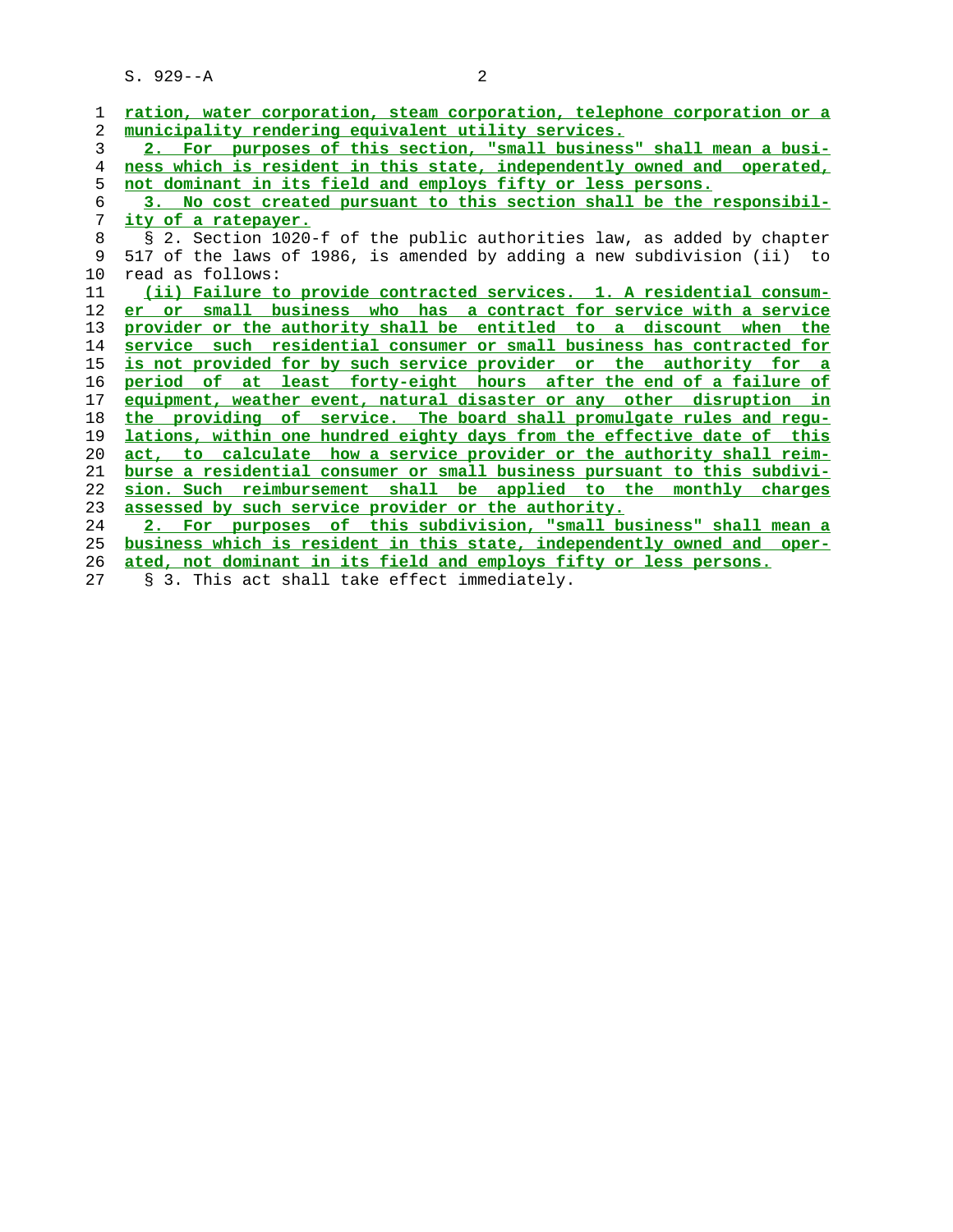ration, water corporation, steam corporation, telephone corporation or a municipality rendering equivalent utility services.

2. For purposes of this section, "small business" shall mean a business which is resident in this state, independently owned and operated, not dominant in its field and employs fifty or less persons.

3. No cost created pursuant to this section shall be the responsibility of a ratepayer.

§ 2. Section 1020-f of the public authorities law, as added by chapter 517 of the laws of 1986, is amended by adding a new subdivision (ii) to read as follows:

(ii) Failure to provide contracted services. 1. A residential consumer or small business who has a contract for service with a service provider or the authority shall be entitled to a discount when the service such residential consumer or small business has contracted for is not provided for by such service provider or the authority for a period of at least forty-eight hours after the end of a failure of equipment, weather event, natural disaster or any other disruption in the providing of service. The board shall promulgate rules and regulations, within one hundred eighty days from the effective date of this act, to calculate how a service provider or the authority shall reimburse a residential consumer or small business pursuant to this subdivision. Such reimbursement shall be applied to the monthly charges assessed by such service provider or the authority.

2. For purposes of this subdivision, "small business" shall mean a business which is resident in this state, independently owned and operated, not dominant in its field and employs fifty or less persons.

§ 3. This act shall take effect immediately.